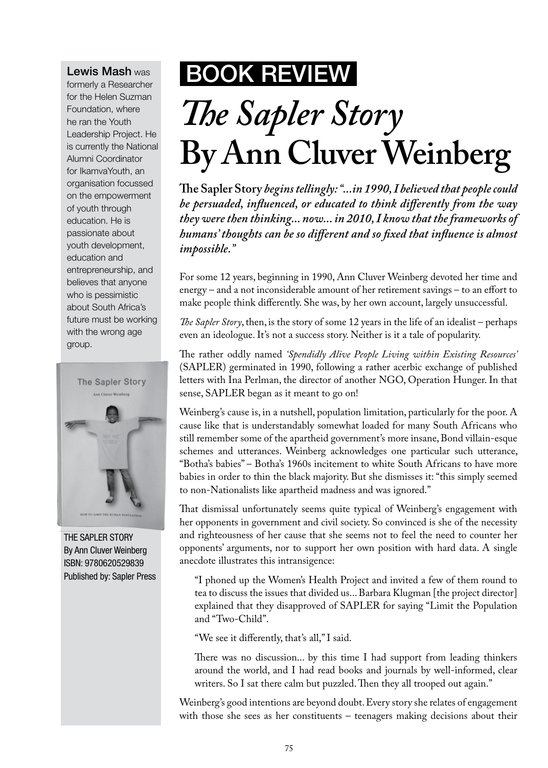**Lewis Mash** was formerly a Researcher for the Helen Suzman Foundation, where he ran the Youth Leadership Project. He is currently the National Alumni Coordinator for IkamvaYouth, an organisation focussed on the empowerment of youth through education. He is passionate about youth development, education and entrepreneurship, and believes that anyone who is pessimistic about South Africa's future must be working with the wrong age group.

THE SAPLER STORY
By Ann Cluver Weinberg
ISBN: 9780620529839
Published by: Sapler Press

BOOK REVIEW

# *The Sapler Story* By Ann Cluver Weinberg

**The Sapler Story** ***begins tellingly: "...in 1990, I believed that people could be persuaded, influenced, or educated to think differently from the way they were then thinking... now... in 2010, I know that the frameworks of humans' thoughts can be so different and so fixed that influence is almost impossible."***

For some 12 years, beginning in 1990, Ann Cluver Weinberg devoted her time and energy – and a not inconsiderable amount of her retirement savings – to an effort to make people think differently. She was, by her own account, largely unsuccessful.

*The Sapler Story*, then, is the story of some 12 years in the life of an idealist – perhaps even an ideologue. It's not a success story. Neither is it a tale of popularity.

The rather oddly named *'Spendidly Alive People Living within Existing Resources'* (SAPLER) germinated in 1990, following a rather acerbic exchange of published letters with Ina Perlman, the director of another NGO, Operation Hunger. In that sense, SAPLER began as it meant to go on!

Weinberg's cause is, in a nutshell, population limitation, particularly for the poor. A cause like that is understandably somewhat loaded for many South Africans who still remember some of the apartheid government's more insane, Bond villain-esque schemes and utterances. Weinberg acknowledges one particular such utterance, "Botha's babies" – Botha's 1960s incitement to white South Africans to have more babies in order to thin the black majority. But she dismisses it: "this simply seemed to non-Nationalists like apartheid madness and was ignored."

That dismissal unfortunately seems quite typical of Weinberg's engagement with her opponents in government and civil society. So convinced is she of the necessity and righteousness of her cause that she seems not to feel the need to counter her opponents' arguments, nor to support her own position with hard data. A single anecdote illustrates this intransigence:

> "I phoned up the Women's Health Project and invited a few of them round to tea to discuss the issues that divided us... Barbara Klugman [the project director] explained that they disapproved of SAPLER for saying "Limit the Population and "Two-Child".
>
> "We see it differently, that's all," I said.
>
> There was no discussion... by this time I had support from leading thinkers around the world, and I had read books and journals by well-informed, clear writers. So I sat there calm but puzzled. Then they all trooped out again."

Weinberg's good intentions are beyond doubt. Every story she relates of engagement with those she sees as her constituents – teenagers making decisions about their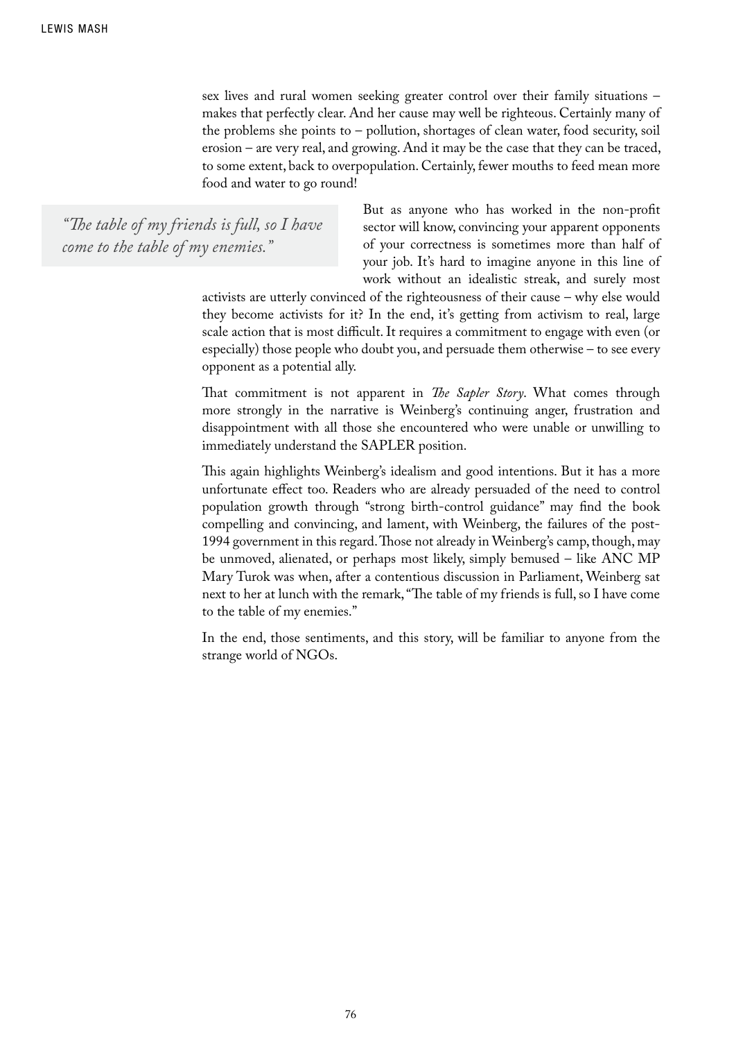sex lives and rural women seeking greater control over their family situations – makes that perfectly clear. And her cause may well be righteous. Certainly many of the problems she points to – pollution, shortages of clean water, food security, soil erosion – are very real, and growing. And it may be the case that they can be traced, to some extent, back to overpopulation. Certainly, fewer mouths to feed mean more food and water to go round!

> *"The table of my friends is full, so I have come to the table of my enemies."*

But as anyone who has worked in the non-profit sector will know, convincing your apparent opponents of your correctness is sometimes more than half of your job. It's hard to imagine anyone in this line of work without an idealistic streak, and surely most activists are utterly convinced of the righteousness of their cause – why else would they become activists for it? In the end, it's getting from activism to real, large scale action that is most difficult. It requires a commitment to engage with even (or especially) those people who doubt you, and persuade them otherwise – to see every opponent as a potential ally.

That commitment is not apparent in *The Sapler Story*. What comes through more strongly in the narrative is Weinberg's continuing anger, frustration and disappointment with all those she encountered who were unable or unwilling to immediately understand the SAPLER position.

This again highlights Weinberg's idealism and good intentions. But it has a more unfortunate effect too. Readers who are already persuaded of the need to control population growth through "strong birth-control guidance" may find the book compelling and convincing, and lament, with Weinberg, the failures of the post-1994 government in this regard. Those not already in Weinberg's camp, though, may be unmoved, alienated, or perhaps most likely, simply bemused – like ANC MP Mary Turok was when, after a contentious discussion in Parliament, Weinberg sat next to her at lunch with the remark, "The table of my friends is full, so I have come to the table of my enemies."

In the end, those sentiments, and this story, will be familiar to anyone from the strange world of NGOs.